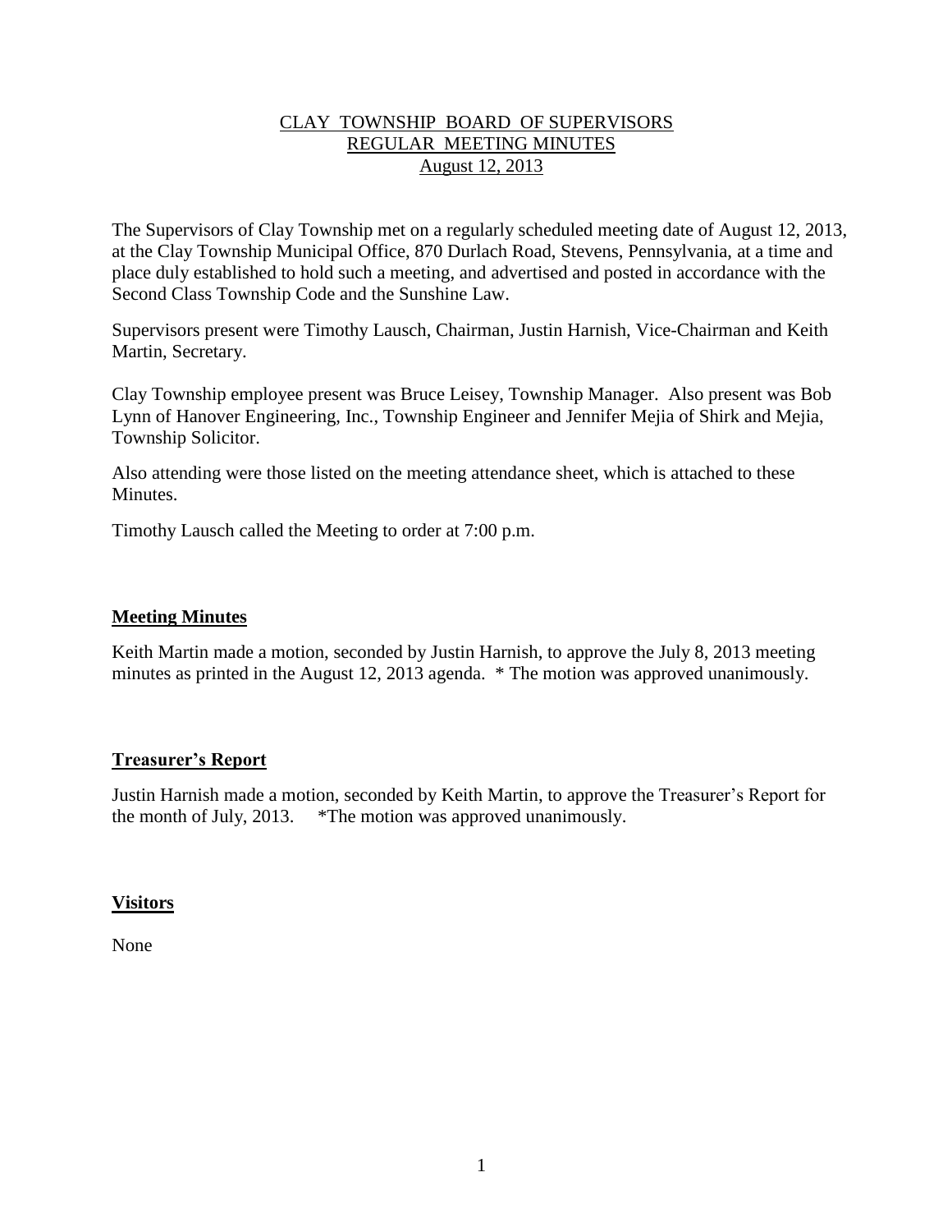# CLAY TOWNSHIP BOARD OF SUPERVISORS
## REGULAR MEETING MINUTES
## August 12, 2013

The Supervisors of Clay Township met on a regularly scheduled meeting date of August 12, 2013, at the Clay Township Municipal Office, 870 Durlach Road, Stevens, Pennsylvania, at a time and place duly established to hold such a meeting, and advertised and posted in accordance with the Second Class Township Code and the Sunshine Law.

Supervisors present were Timothy Lausch, Chairman, Justin Harnish, Vice-Chairman and Keith Martin, Secretary.

Clay Township employee present was Bruce Leisey, Township Manager. Also present was Bob Lynn of Hanover Engineering, Inc., Township Engineer and Jennifer Mejia of Shirk and Mejia, Township Solicitor.

Also attending were those listed on the meeting attendance sheet, which is attached to these Minutes.

Timothy Lausch called the Meeting to order at 7:00 p.m.

### Meeting Minutes

Keith Martin made a motion, seconded by Justin Harnish, to approve the July 8, 2013 meeting minutes as printed in the August 12, 2013 agenda. * The motion was approved unanimously.

### Treasurer's Report

Justin Harnish made a motion, seconded by Keith Martin, to approve the Treasurer's Report for the month of July, 2013. *The motion was approved unanimously.

### Visitors

None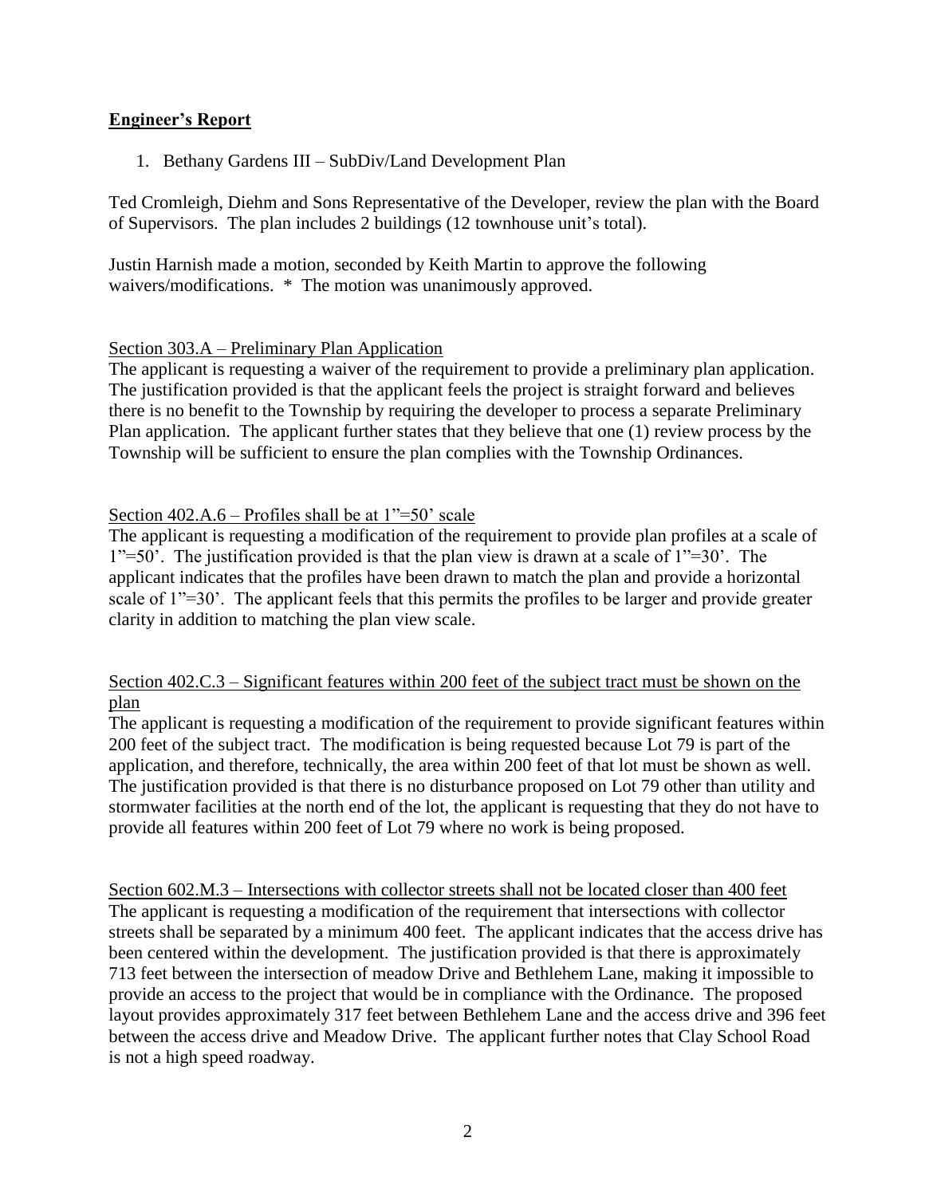## **Engineer's Report**

1. Bethany Gardens III – SubDiv/Land Development Plan

Ted Cromleigh, Diehm and Sons Representative of the Developer, review the plan with the Board of Supervisors. The plan includes 2 buildings (12 townhouse unit's total).

Justin Harnish made a motion, seconded by Keith Martin to approve the following waivers/modifications. * The motion was unanimously approved.

<u>Section 303.A – Preliminary Plan Application</u>

The applicant is requesting a waiver of the requirement to provide a preliminary plan application. The justification provided is that the applicant feels the project is straight forward and believes there is no benefit to the Township by requiring the developer to process a separate Preliminary Plan application. The applicant further states that they believe that one (1) review process by the Township will be sufficient to ensure the plan complies with the Township Ordinances.

<u>Section 402.A.6 – Profiles shall be at 1"=50' scale</u>

The applicant is requesting a modification of the requirement to provide plan profiles at a scale of 1"=50'. The justification provided is that the plan view is drawn at a scale of 1"=30'. The applicant indicates that the profiles have been drawn to match the plan and provide a horizontal scale of 1"=30'. The applicant feels that this permits the profiles to be larger and provide greater clarity in addition to matching the plan view scale.

<u>Section 402.C.3 – Significant features within 200 feet of the subject tract must be shown on the plan</u>

The applicant is requesting a modification of the requirement to provide significant features within 200 feet of the subject tract. The modification is being requested because Lot 79 is part of the application, and therefore, technically, the area within 200 feet of that lot must be shown as well. The justification provided is that there is no disturbance proposed on Lot 79 other than utility and stormwater facilities at the north end of the lot, the applicant is requesting that they do not have to provide all features within 200 feet of Lot 79 where no work is being proposed.

<u>Section 602.M.3 – Intersections with collector streets shall not be located closer than 400 feet</u>

The applicant is requesting a modification of the requirement that intersections with collector streets shall be separated by a minimum 400 feet. The applicant indicates that the access drive has been centered within the development. The justification provided is that there is approximately 713 feet between the intersection of meadow Drive and Bethlehem Lane, making it impossible to provide an access to the project that would be in compliance with the Ordinance. The proposed layout provides approximately 317 feet between Bethlehem Lane and the access drive and 396 feet between the access drive and Meadow Drive. The applicant further notes that Clay School Road is not a high speed roadway.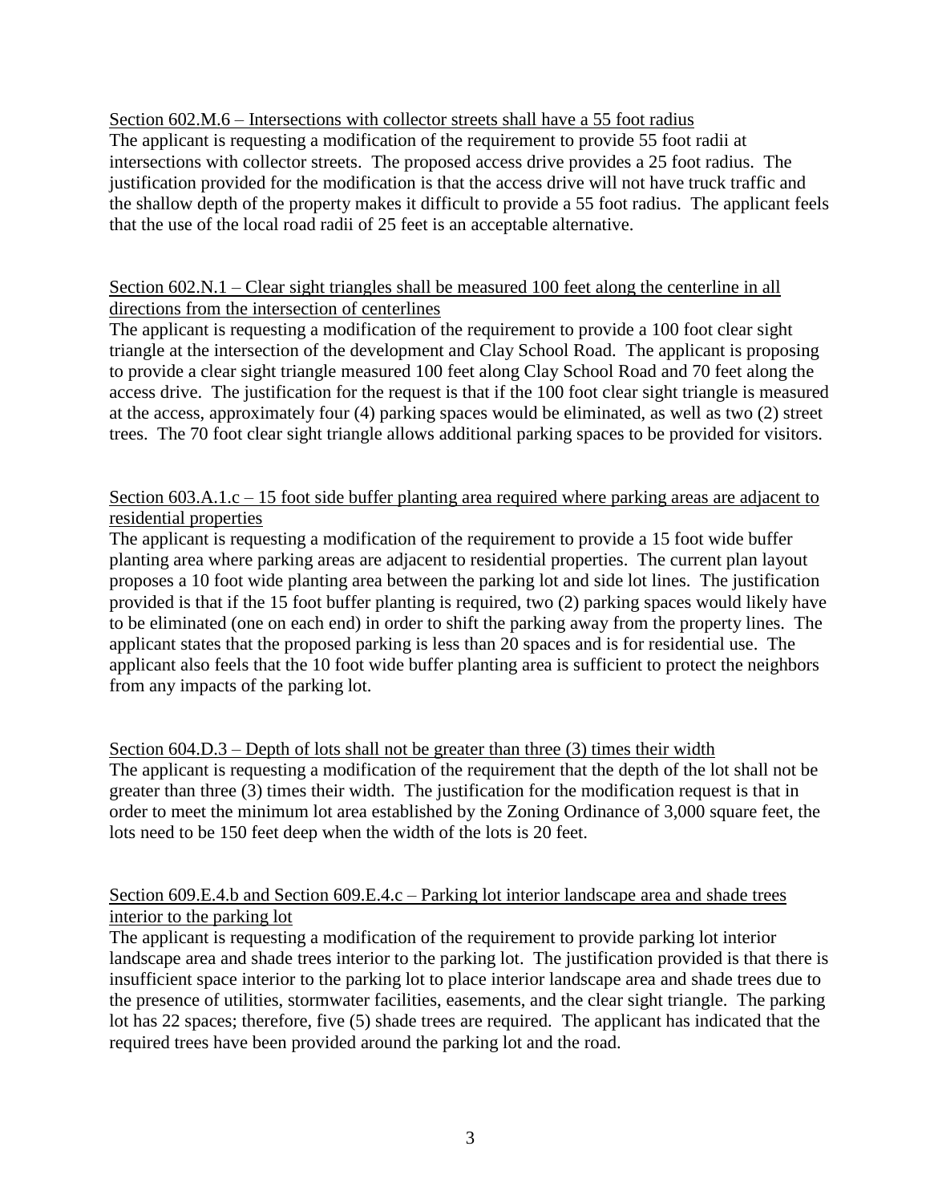Section 602.M.6 – Intersections with collector streets shall have a 55 foot radius

The applicant is requesting a modification of the requirement to provide 55 foot radii at intersections with collector streets. The proposed access drive provides a 25 foot radius. The justification provided for the modification is that the access drive will not have truck traffic and the shallow depth of the property makes it difficult to provide a 55 foot radius. The applicant feels that the use of the local road radii of 25 feet is an acceptable alternative.

Section 602.N.1 – Clear sight triangles shall be measured 100 feet along the centerline in all directions from the intersection of centerlines

The applicant is requesting a modification of the requirement to provide a 100 foot clear sight triangle at the intersection of the development and Clay School Road. The applicant is proposing to provide a clear sight triangle measured 100 feet along Clay School Road and 70 feet along the access drive. The justification for the request is that if the 100 foot clear sight triangle is measured at the access, approximately four (4) parking spaces would be eliminated, as well as two (2) street trees. The 70 foot clear sight triangle allows additional parking spaces to be provided for visitors.

Section 603.A.1.c – 15 foot side buffer planting area required where parking areas are adjacent to residential properties

The applicant is requesting a modification of the requirement to provide a 15 foot wide buffer planting area where parking areas are adjacent to residential properties. The current plan layout proposes a 10 foot wide planting area between the parking lot and side lot lines. The justification provided is that if the 15 foot buffer planting is required, two (2) parking spaces would likely have to be eliminated (one on each end) in order to shift the parking away from the property lines. The applicant states that the proposed parking is less than 20 spaces and is for residential use. The applicant also feels that the 10 foot wide buffer planting area is sufficient to protect the neighbors from any impacts of the parking lot.

Section 604.D.3 – Depth of lots shall not be greater than three (3) times their width

The applicant is requesting a modification of the requirement that the depth of the lot shall not be greater than three (3) times their width. The justification for the modification request is that in order to meet the minimum lot area established by the Zoning Ordinance of 3,000 square feet, the lots need to be 150 feet deep when the width of the lots is 20 feet.

Section 609.E.4.b and Section 609.E.4.c – Parking lot interior landscape area and shade trees interior to the parking lot

The applicant is requesting a modification of the requirement to provide parking lot interior landscape area and shade trees interior to the parking lot. The justification provided is that there is insufficient space interior to the parking lot to place interior landscape area and shade trees due to the presence of utilities, stormwater facilities, easements, and the clear sight triangle. The parking lot has 22 spaces; therefore, five (5) shade trees are required. The applicant has indicated that the required trees have been provided around the parking lot and the road.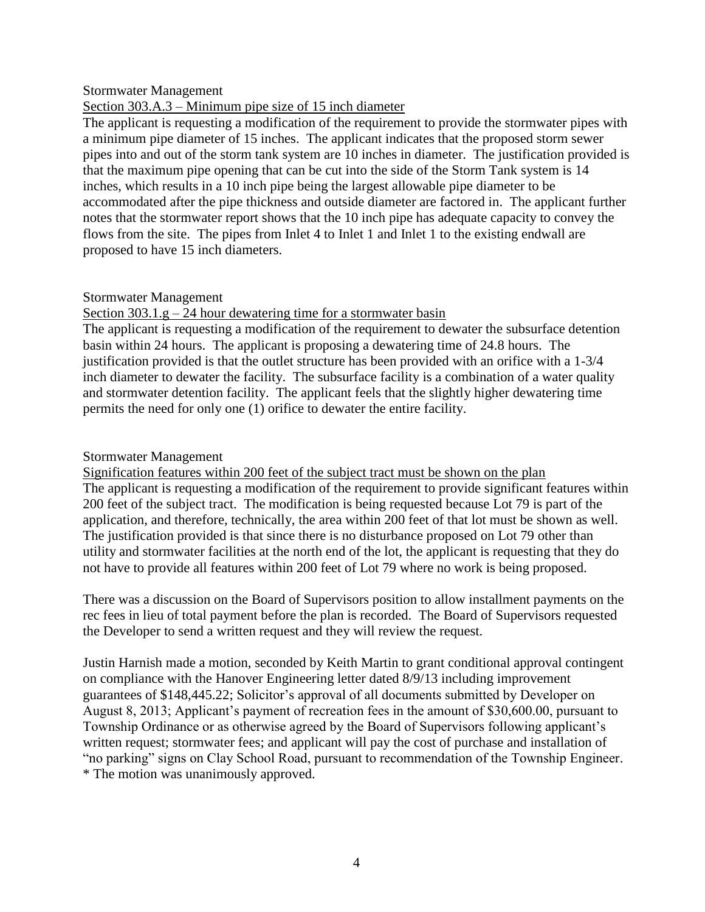Stormwater Management

Section 303.A.3 – Minimum pipe size of 15 inch diameter

The applicant is requesting a modification of the requirement to provide the stormwater pipes with a minimum pipe diameter of 15 inches. The applicant indicates that the proposed storm sewer pipes into and out of the storm tank system are 10 inches in diameter. The justification provided is that the maximum pipe opening that can be cut into the side of the Storm Tank system is 14 inches, which results in a 10 inch pipe being the largest allowable pipe diameter to be accommodated after the pipe thickness and outside diameter are factored in. The applicant further notes that the stormwater report shows that the 10 inch pipe has adequate capacity to convey the flows from the site. The pipes from Inlet 4 to Inlet 1 and Inlet 1 to the existing endwall are proposed to have 15 inch diameters.

Stormwater Management

Section 303.1.g – 24 hour dewatering time for a stormwater basin

The applicant is requesting a modification of the requirement to dewater the subsurface detention basin within 24 hours. The applicant is proposing a dewatering time of 24.8 hours. The justification provided is that the outlet structure has been provided with an orifice with a 1-3/4 inch diameter to dewater the facility. The subsurface facility is a combination of a water quality and stormwater detention facility. The applicant feels that the slightly higher dewatering time permits the need for only one (1) orifice to dewater the entire facility.

Stormwater Management

Signification features within 200 feet of the subject tract must be shown on the plan

The applicant is requesting a modification of the requirement to provide significant features within 200 feet of the subject tract. The modification is being requested because Lot 79 is part of the application, and therefore, technically, the area within 200 feet of that lot must be shown as well. The justification provided is that since there is no disturbance proposed on Lot 79 other than utility and stormwater facilities at the north end of the lot, the applicant is requesting that they do not have to provide all features within 200 feet of Lot 79 where no work is being proposed.

There was a discussion on the Board of Supervisors position to allow installment payments on the rec fees in lieu of total payment before the plan is recorded. The Board of Supervisors requested the Developer to send a written request and they will review the request.

Justin Harnish made a motion, seconded by Keith Martin to grant conditional approval contingent on compliance with the Hanover Engineering letter dated 8/9/13 including improvement guarantees of $148,445.22; Solicitor's approval of all documents submitted by Developer on August 8, 2013; Applicant's payment of recreation fees in the amount of $30,600.00, pursuant to Township Ordinance or as otherwise agreed by the Board of Supervisors following applicant's written request; stormwater fees; and applicant will pay the cost of purchase and installation of "no parking" signs on Clay School Road, pursuant to recommendation of the Township Engineer.
* The motion was unanimously approved.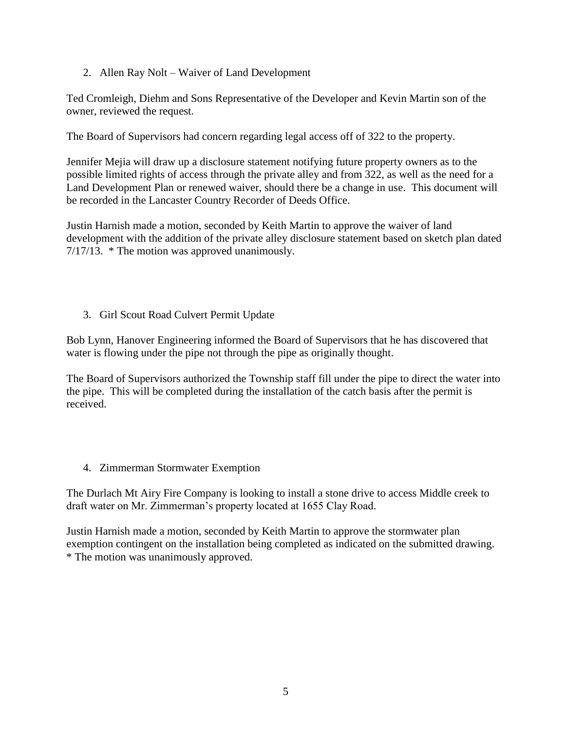2. Allen Ray Nolt – Waiver of Land Development

Ted Cromleigh, Diehm and Sons Representative of the Developer and Kevin Martin son of the owner, reviewed the request.

The Board of Supervisors had concern regarding legal access off of 322 to the property.

Jennifer Mejia will draw up a disclosure statement notifying future property owners as to the possible limited rights of access through the private alley and from 322, as well as the need for a Land Development Plan or renewed waiver, should there be a change in use. This document will be recorded in the Lancaster Country Recorder of Deeds Office.

Justin Harnish made a motion, seconded by Keith Martin to approve the waiver of land development with the addition of the private alley disclosure statement based on sketch plan dated 7/17/13. * The motion was approved unanimously.

3. Girl Scout Road Culvert Permit Update

Bob Lynn, Hanover Engineering informed the Board of Supervisors that he has discovered that water is flowing under the pipe not through the pipe as originally thought.

The Board of Supervisors authorized the Township staff fill under the pipe to direct the water into the pipe. This will be completed during the installation of the catch basis after the permit is received.

4. Zimmerman Stormwater Exemption

The Durlach Mt Airy Fire Company is looking to install a stone drive to access Middle creek to draft water on Mr. Zimmerman's property located at 1655 Clay Road.

Justin Harnish made a motion, seconded by Keith Martin to approve the stormwater plan exemption contingent on the installation being completed as indicated on the submitted drawing. * The motion was unanimously approved.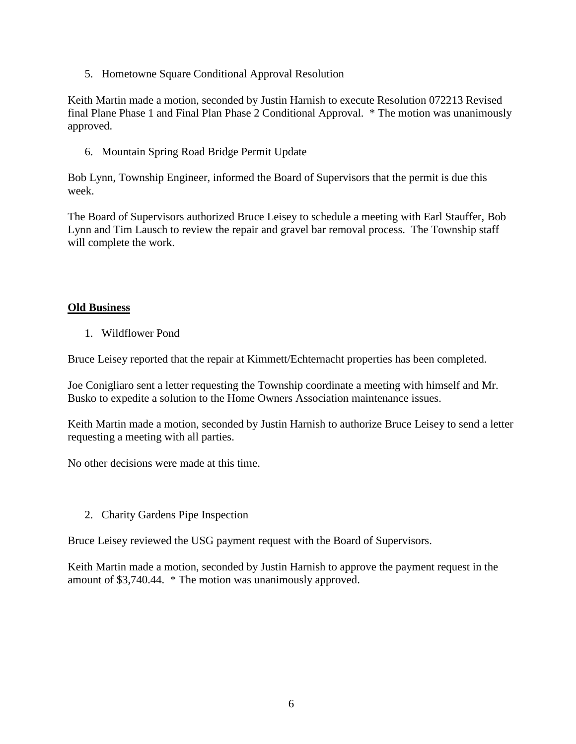5. Hometowne Square Conditional Approval Resolution

Keith Martin made a motion, seconded by Justin Harnish to execute Resolution 072213 Revised final Plane Phase 1 and Final Plan Phase 2 Conditional Approval. * The motion was unanimously approved.

6. Mountain Spring Road Bridge Permit Update

Bob Lynn, Township Engineer, informed the Board of Supervisors that the permit is due this week.

The Board of Supervisors authorized Bruce Leisey to schedule a meeting with Earl Stauffer, Bob Lynn and Tim Lausch to review the repair and gravel bar removal process. The Township staff will complete the work.

## Old Business

1. Wildflower Pond

Bruce Leisey reported that the repair at Kimmett/Echternacht properties has been completed.

Joe Conigliaro sent a letter requesting the Township coordinate a meeting with himself and Mr. Busko to expedite a solution to the Home Owners Association maintenance issues.

Keith Martin made a motion, seconded by Justin Harnish to authorize Bruce Leisey to send a letter requesting a meeting with all parties.

No other decisions were made at this time.

2. Charity Gardens Pipe Inspection

Bruce Leisey reviewed the USG payment request with the Board of Supervisors.

Keith Martin made a motion, seconded by Justin Harnish to approve the payment request in the amount of $3,740.44. * The motion was unanimously approved.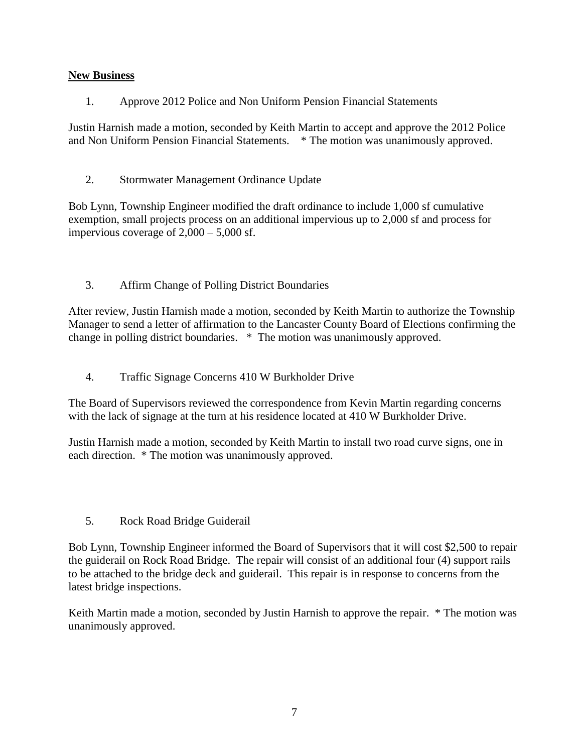**New Business**

1. Approve 2012 Police and Non Uniform Pension Financial Statements

Justin Harnish made a motion, seconded by Keith Martin to accept and approve the 2012 Police and Non Uniform Pension Financial Statements. * The motion was unanimously approved.

2. Stormwater Management Ordinance Update

Bob Lynn, Township Engineer modified the draft ordinance to include 1,000 sf cumulative exemption, small projects process on an additional impervious up to 2,000 sf and process for impervious coverage of 2,000 – 5,000 sf.

3. Affirm Change of Polling District Boundaries

After review, Justin Harnish made a motion, seconded by Keith Martin to authorize the Township Manager to send a letter of affirmation to the Lancaster County Board of Elections confirming the change in polling district boundaries. * The motion was unanimously approved.

4. Traffic Signage Concerns 410 W Burkholder Drive

The Board of Supervisors reviewed the correspondence from Kevin Martin regarding concerns with the lack of signage at the turn at his residence located at 410 W Burkholder Drive.

Justin Harnish made a motion, seconded by Keith Martin to install two road curve signs, one in each direction. * The motion was unanimously approved.

5. Rock Road Bridge Guiderail

Bob Lynn, Township Engineer informed the Board of Supervisors that it will cost $2,500 to repair the guiderail on Rock Road Bridge. The repair will consist of an additional four (4) support rails to be attached to the bridge deck and guiderail. This repair is in response to concerns from the latest bridge inspections.

Keith Martin made a motion, seconded by Justin Harnish to approve the repair. * The motion was unanimously approved.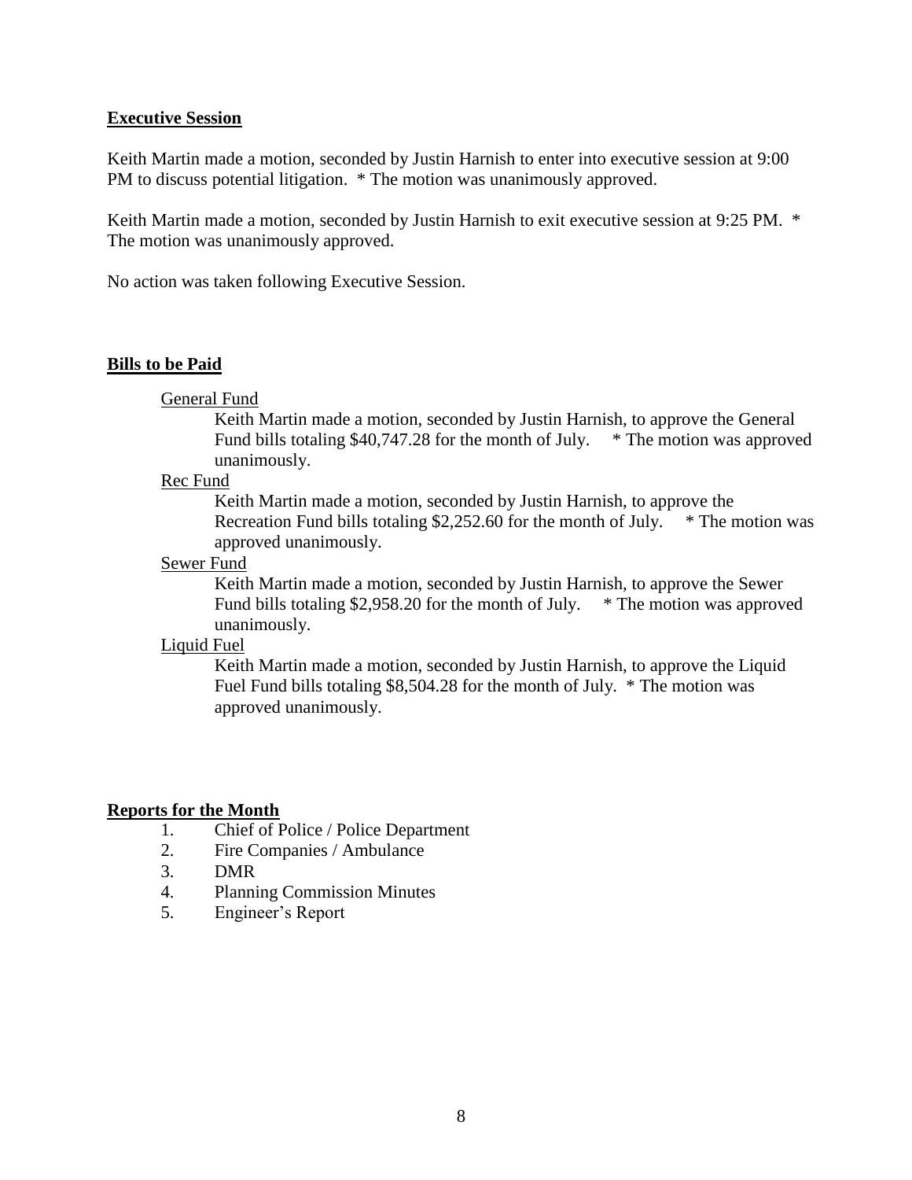## Executive Session

Keith Martin made a motion, seconded by Justin Harnish to enter into executive session at 9:00 PM to discuss potential litigation. * The motion was unanimously approved.

Keith Martin made a motion, seconded by Justin Harnish to exit executive session at 9:25 PM. * The motion was unanimously approved.

No action was taken following Executive Session.

## Bills to be Paid

General Fund

Keith Martin made a motion, seconded by Justin Harnish, to approve the General Fund bills totaling $40,747.28 for the month of July. * The motion was approved unanimously.

Rec Fund

Keith Martin made a motion, seconded by Justin Harnish, to approve the Recreation Fund bills totaling $2,252.60 for the month of July. * The motion was approved unanimously.

Sewer Fund

Keith Martin made a motion, seconded by Justin Harnish, to approve the Sewer Fund bills totaling $2,958.20 for the month of July. * The motion was approved unanimously.

Liquid Fuel

Keith Martin made a motion, seconded by Justin Harnish, to approve the Liquid Fuel Fund bills totaling $8,504.28 for the month of July. * The motion was approved unanimously.

## Reports for the Month

1. Chief of Police / Police Department
2. Fire Companies / Ambulance
3. DMR
4. Planning Commission Minutes
5. Engineer's Report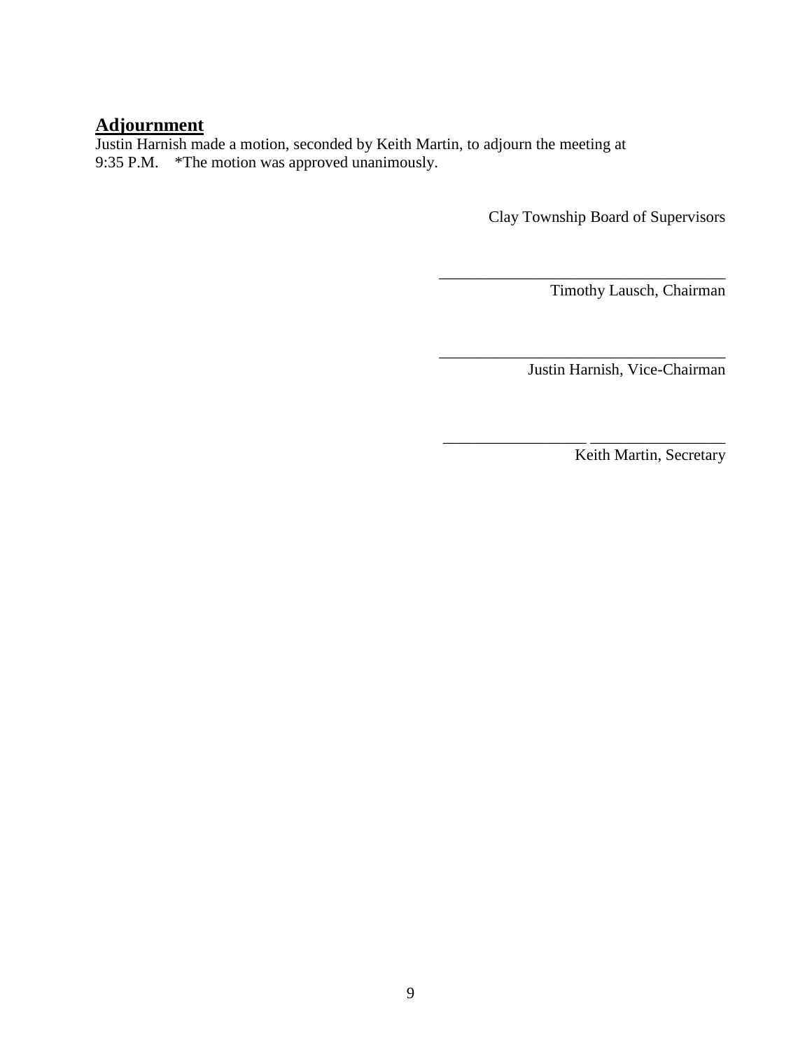## Adjournment

Justin Harnish made a motion, seconded by Keith Martin, to adjourn the meeting at 9:35 P.M.   *The motion was approved unanimously.

Clay Township Board of Supervisors

_____________________________________
Timothy Lausch, Chairman

_____________________________________
Justin Harnish, Vice-Chairman

__________________ ________________
Keith Martin, Secretary